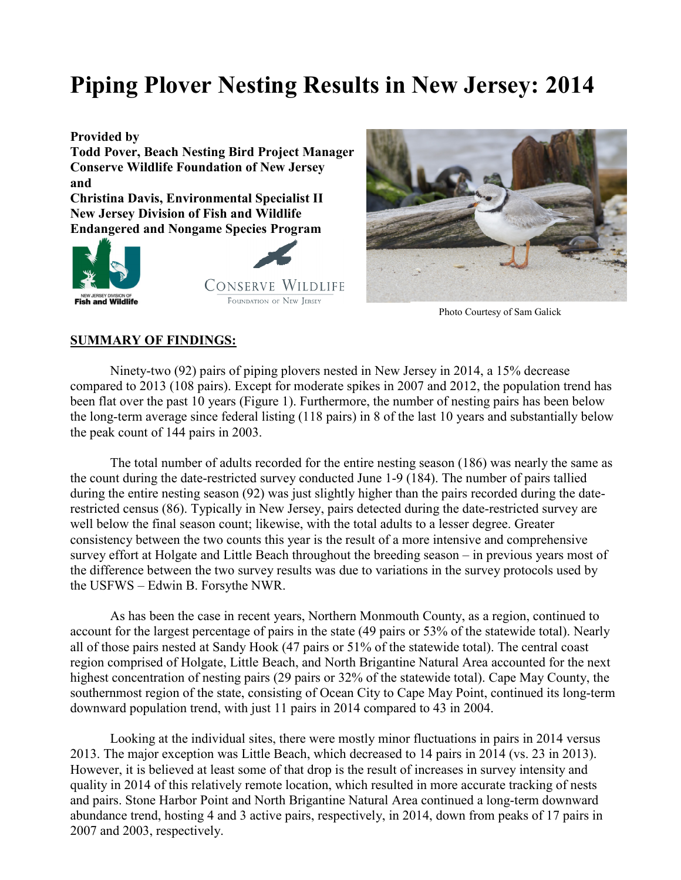# Piping Plover Nesting Results in New Jersey: 2014

**Provided by**
**Todd Pover, Beach Nesting Bird Project Manager**
**Conserve Wildlife Foundation of New Jersey**
**and**
**Christina Davis, Environmental Specialist II**
**New Jersey Division of Fish and Wildlife**
**Endangered and Nongame Species Program**

Photo Courtesy of Sam Galick

## SUMMARY OF FINDINGS:

Ninety-two (92) pairs of piping plovers nested in New Jersey in 2014, a 15% decrease compared to 2013 (108 pairs). Except for moderate spikes in 2007 and 2012, the population trend has been flat over the past 10 years (Figure 1). Furthermore, the number of nesting pairs has been below the long-term average since federal listing (118 pairs) in 8 of the last 10 years and substantially below the peak count of 144 pairs in 2003.

The total number of adults recorded for the entire nesting season (186) was nearly the same as the count during the date-restricted survey conducted June 1-9 (184). The number of pairs tallied during the entire nesting season (92) was just slightly higher than the pairs recorded during the date-restricted census (86). Typically in New Jersey, pairs detected during the date-restricted survey are well below the final season count; likewise, with the total adults to a lesser degree. Greater consistency between the two counts this year is the result of a more intensive and comprehensive survey effort at Holgate and Little Beach throughout the breeding season – in previous years most of the difference between the two survey results was due to variations in the survey protocols used by the USFWS – Edwin B. Forsythe NWR.

As has been the case in recent years, Northern Monmouth County, as a region, continued to account for the largest percentage of pairs in the state (49 pairs or 53% of the statewide total). Nearly all of those pairs nested at Sandy Hook (47 pairs or 51% of the statewide total). The central coast region comprised of Holgate, Little Beach, and North Brigantine Natural Area accounted for the next highest concentration of nesting pairs (29 pairs or 32% of the statewide total). Cape May County, the southernmost region of the state, consisting of Ocean City to Cape May Point, continued its long-term downward population trend, with just 11 pairs in 2014 compared to 43 in 2004.

Looking at the individual sites, there were mostly minor fluctuations in pairs in 2014 versus 2013. The major exception was Little Beach, which decreased to 14 pairs in 2014 (vs. 23 in 2013). However, it is believed at least some of that drop is the result of increases in survey intensity and quality in 2014 of this relatively remote location, which resulted in more accurate tracking of nests and pairs. Stone Harbor Point and North Brigantine Natural Area continued a long-term downward abundance trend, hosting 4 and 3 active pairs, respectively, in 2014, down from peaks of 17 pairs in 2007 and 2003, respectively.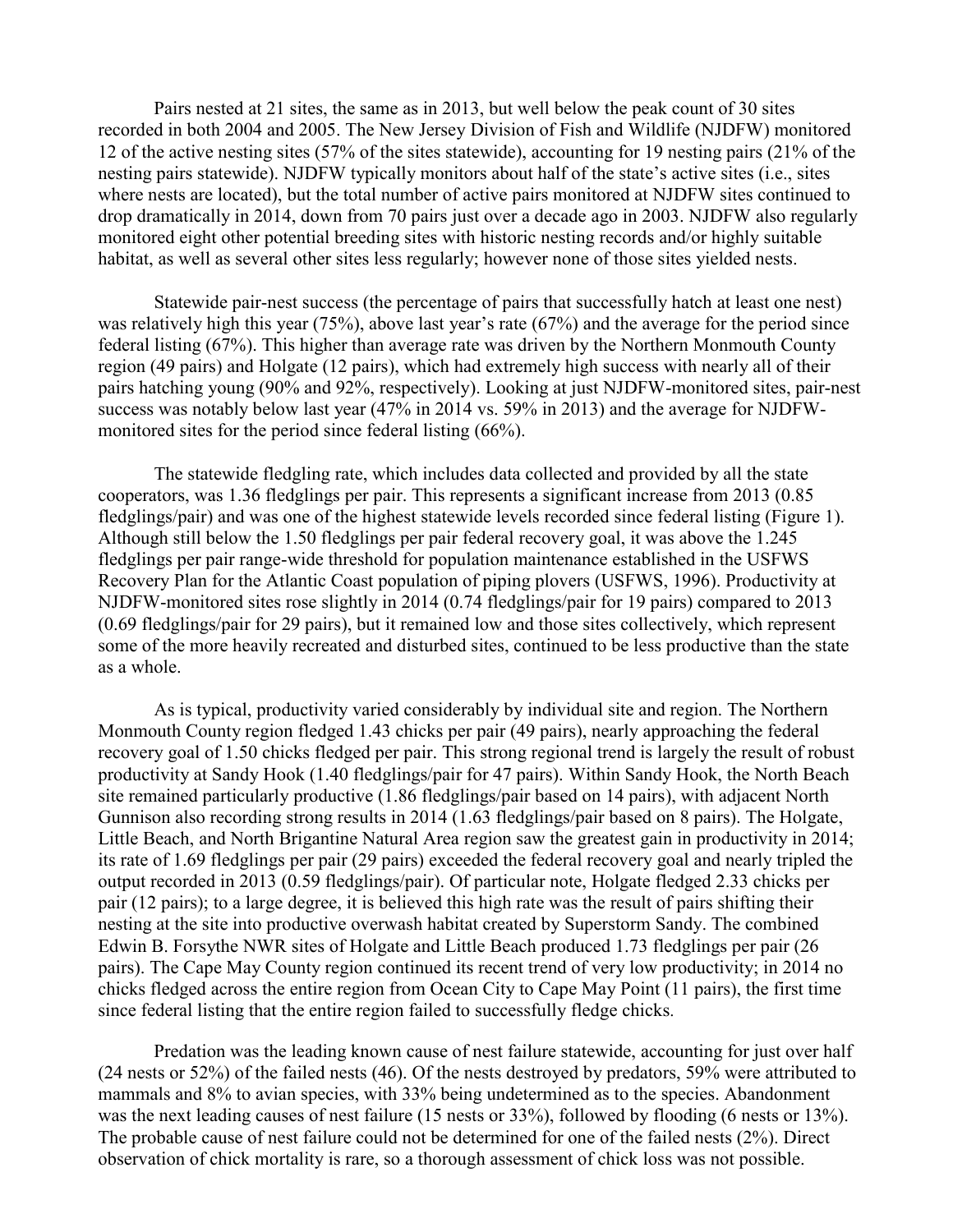Pairs nested at 21 sites, the same as in 2013, but well below the peak count of 30 sites recorded in both 2004 and 2005. The New Jersey Division of Fish and Wildlife (NJDFW) monitored 12 of the active nesting sites (57% of the sites statewide), accounting for 19 nesting pairs (21% of the nesting pairs statewide). NJDFW typically monitors about half of the state's active sites (i.e., sites where nests are located), but the total number of active pairs monitored at NJDFW sites continued to drop dramatically in 2014, down from 70 pairs just over a decade ago in 2003. NJDFW also regularly monitored eight other potential breeding sites with historic nesting records and/or highly suitable habitat, as well as several other sites less regularly; however none of those sites yielded nests.

Statewide pair-nest success (the percentage of pairs that successfully hatch at least one nest) was relatively high this year (75%), above last year's rate (67%) and the average for the period since federal listing (67%). This higher than average rate was driven by the Northern Monmouth County region (49 pairs) and Holgate (12 pairs), which had extremely high success with nearly all of their pairs hatching young (90% and 92%, respectively). Looking at just NJDFW-monitored sites, pair-nest success was notably below last year (47% in 2014 vs. 59% in 2013) and the average for NJDFW-monitored sites for the period since federal listing (66%).

The statewide fledgling rate, which includes data collected and provided by all the state cooperators, was 1.36 fledglings per pair. This represents a significant increase from 2013 (0.85 fledglings/pair) and was one of the highest statewide levels recorded since federal listing (Figure 1). Although still below the 1.50 fledglings per pair federal recovery goal, it was above the 1.245 fledglings per pair range-wide threshold for population maintenance established in the USFWS Recovery Plan for the Atlantic Coast population of piping plovers (USFWS, 1996). Productivity at NJDFW-monitored sites rose slightly in 2014 (0.74 fledglings/pair for 19 pairs) compared to 2013 (0.69 fledglings/pair for 29 pairs), but it remained low and those sites collectively, which represent some of the more heavily recreated and disturbed sites, continued to be less productive than the state as a whole.

As is typical, productivity varied considerably by individual site and region. The Northern Monmouth County region fledged 1.43 chicks per pair (49 pairs), nearly approaching the federal recovery goal of 1.50 chicks fledged per pair. This strong regional trend is largely the result of robust productivity at Sandy Hook (1.40 fledglings/pair for 47 pairs). Within Sandy Hook, the North Beach site remained particularly productive (1.86 fledglings/pair based on 14 pairs), with adjacent North Gunnison also recording strong results in 2014 (1.63 fledglings/pair based on 8 pairs). The Holgate, Little Beach, and North Brigantine Natural Area region saw the greatest gain in productivity in 2014; its rate of 1.69 fledglings per pair (29 pairs) exceeded the federal recovery goal and nearly tripled the output recorded in 2013 (0.59 fledglings/pair). Of particular note, Holgate fledged 2.33 chicks per pair (12 pairs); to a large degree, it is believed this high rate was the result of pairs shifting their nesting at the site into productive overwash habitat created by Superstorm Sandy. The combined Edwin B. Forsythe NWR sites of Holgate and Little Beach produced 1.73 fledglings per pair (26 pairs). The Cape May County region continued its recent trend of very low productivity; in 2014 no chicks fledged across the entire region from Ocean City to Cape May Point (11 pairs), the first time since federal listing that the entire region failed to successfully fledge chicks.

Predation was the leading known cause of nest failure statewide, accounting for just over half (24 nests or 52%) of the failed nests (46). Of the nests destroyed by predators, 59% were attributed to mammals and 8% to avian species, with 33% being undetermined as to the species. Abandonment was the next leading causes of nest failure (15 nests or 33%), followed by flooding (6 nests or 13%). The probable cause of nest failure could not be determined for one of the failed nests (2%). Direct observation of chick mortality is rare, so a thorough assessment of chick loss was not possible.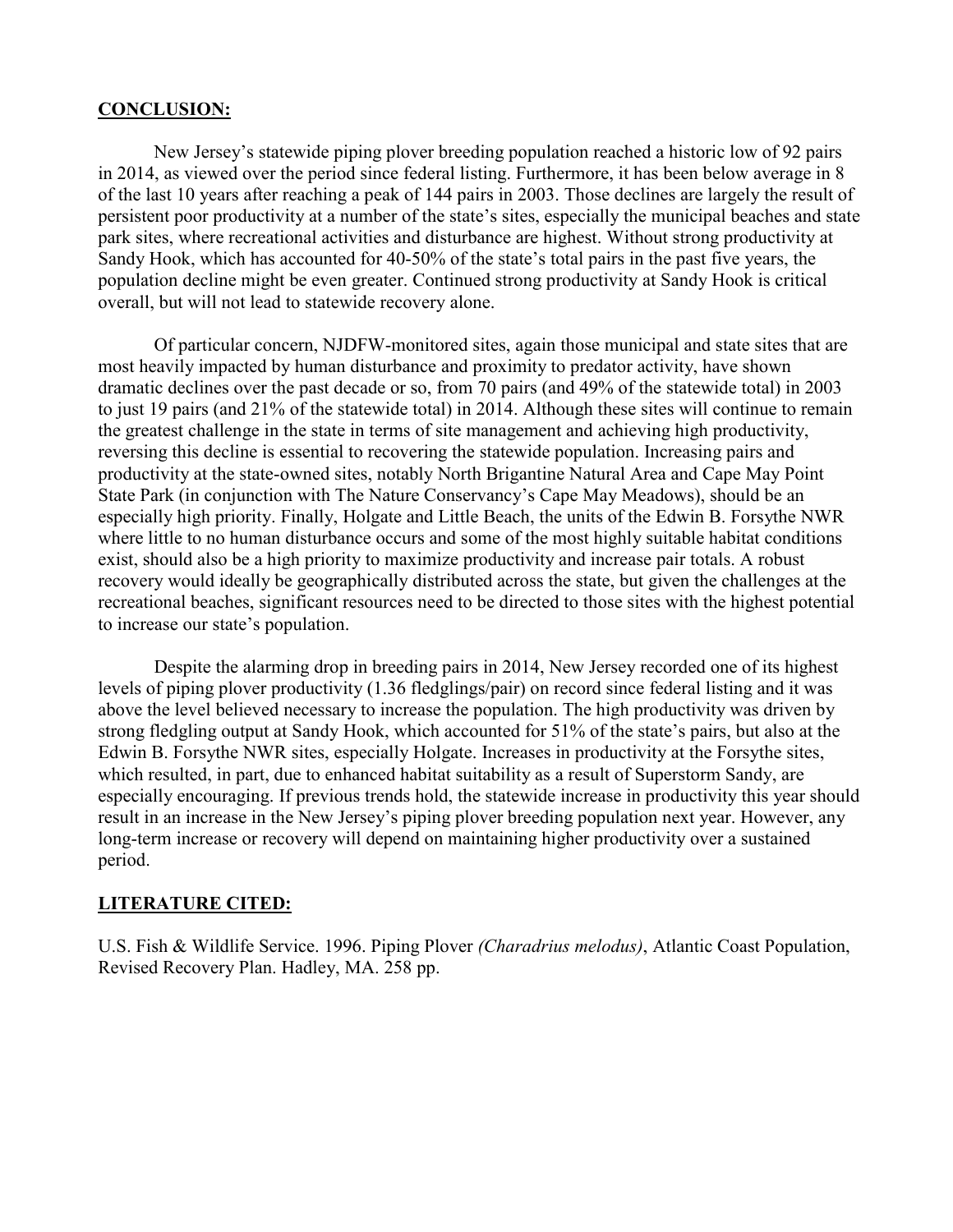## **CONCLUSION:**

New Jersey's statewide piping plover breeding population reached a historic low of 92 pairs in 2014, as viewed over the period since federal listing. Furthermore, it has been below average in 8 of the last 10 years after reaching a peak of 144 pairs in 2003. Those declines are largely the result of persistent poor productivity at a number of the state's sites, especially the municipal beaches and state park sites, where recreational activities and disturbance are highest. Without strong productivity at Sandy Hook, which has accounted for 40-50% of the state's total pairs in the past five years, the population decline might be even greater. Continued strong productivity at Sandy Hook is critical overall, but will not lead to statewide recovery alone.

Of particular concern, NJDFW-monitored sites, again those municipal and state sites that are most heavily impacted by human disturbance and proximity to predator activity, have shown dramatic declines over the past decade or so, from 70 pairs (and 49% of the statewide total) in 2003 to just 19 pairs (and 21% of the statewide total) in 2014. Although these sites will continue to remain the greatest challenge in the state in terms of site management and achieving high productivity, reversing this decline is essential to recovering the statewide population. Increasing pairs and productivity at the state-owned sites, notably North Brigantine Natural Area and Cape May Point State Park (in conjunction with The Nature Conservancy's Cape May Meadows), should be an especially high priority. Finally, Holgate and Little Beach, the units of the Edwin B. Forsythe NWR where little to no human disturbance occurs and some of the most highly suitable habitat conditions exist, should also be a high priority to maximize productivity and increase pair totals. A robust recovery would ideally be geographically distributed across the state, but given the challenges at the recreational beaches, significant resources need to be directed to those sites with the highest potential to increase our state's population.

Despite the alarming drop in breeding pairs in 2014, New Jersey recorded one of its highest levels of piping plover productivity (1.36 fledglings/pair) on record since federal listing and it was above the level believed necessary to increase the population. The high productivity was driven by strong fledgling output at Sandy Hook, which accounted for 51% of the state's pairs, but also at the Edwin B. Forsythe NWR sites, especially Holgate. Increases in productivity at the Forsythe sites, which resulted, in part, due to enhanced habitat suitability as a result of Superstorm Sandy, are especially encouraging. If previous trends hold, the statewide increase in productivity this year should result in an increase in the New Jersey's piping plover breeding population next year. However, any long-term increase or recovery will depend on maintaining higher productivity over a sustained period.

## **LITERATURE CITED:**

U.S. Fish & Wildlife Service. 1996. Piping Plover *(Charadrius melodus)*, Atlantic Coast Population, Revised Recovery Plan. Hadley, MA. 258 pp.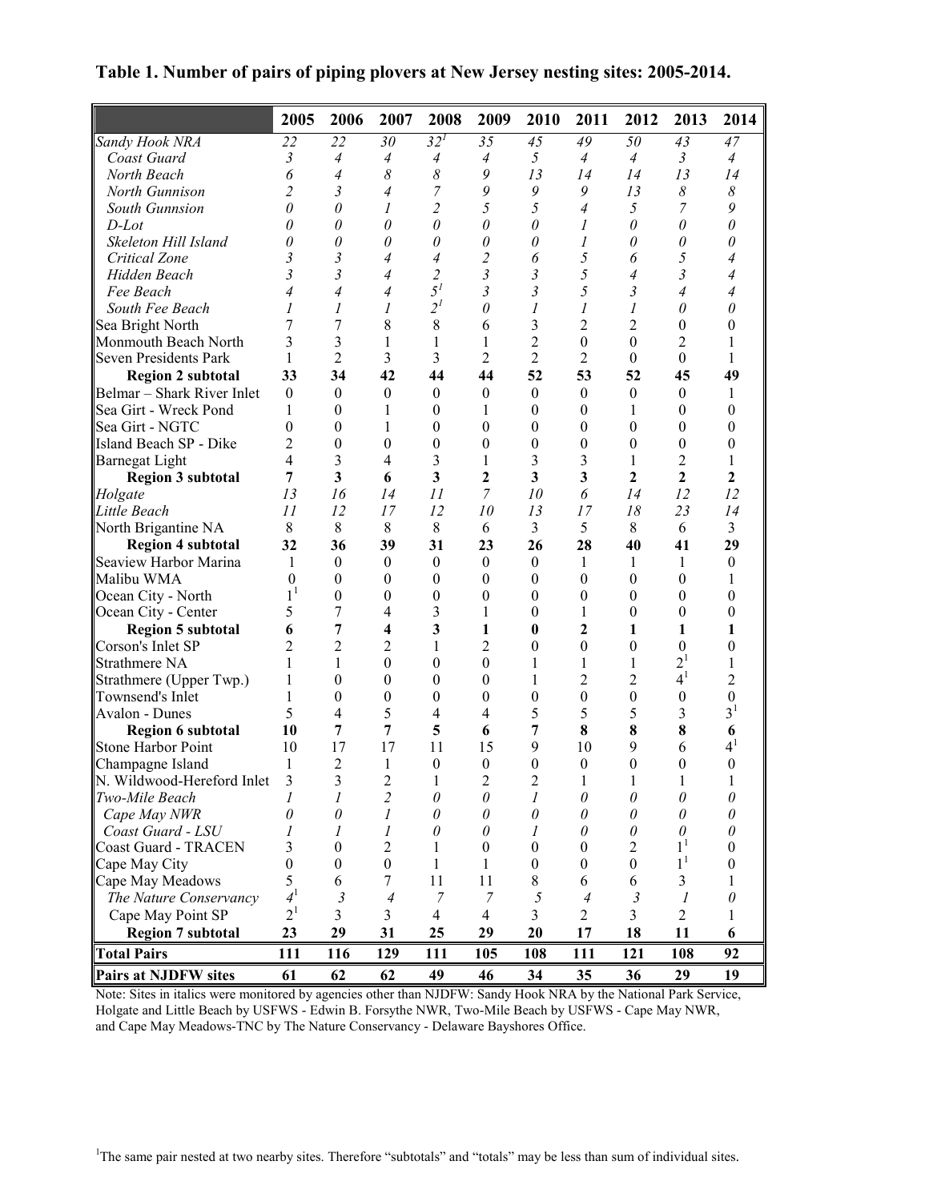**Table 1. Number of pairs of piping plovers at New Jersey nesting sites: 2005-2014.**

| | 2005 | 2006 | 2007 | 2008 | 2009 | 2010 | 2011 | 2012 | 2013 | 2014 |
|---|---|---|---|---|---|---|---|---|---|---|
| *Sandy Hook NRA* | *22* | *22* | *30* | *32*[1] | *35* | *45* | *49* | *50* | *43* | *47* |
| *Coast Guard* | *3* | *4* | *4* | *4* | *4* | *5* | *4* | *4* | *3* | *4* |
| *North Beach* | *6* | *4* | *8* | *8* | *9* | *13* | *14* | *14* | *13* | *14* |
| *North Gunnison* | *2* | *3* | *4* | *7* | *9* | *9* | *9* | *13* | *8* | *8* |
| *South Gunnsion* | *0* | *0* | *1* | *2* | *5* | *5* | *4* | *5* | *7* | *9* |
| *D-Lot* | *0* | *0* | *0* | *0* | *0* | *0* | *1* | *0* | *0* | *0* |
| *Skeleton Hill Island* | *0* | *0* | *0* | *0* | *0* | *0* | *1* | *0* | *0* | *0* |
| *Critical Zone* | *3* | *3* | *4* | *4* | *2* | *6* | *5* | *6* | *5* | *4* |
| *Hidden Beach* | *3* | *3* | *4* | *2* | *3* | *3* | *5* | *4* | *3* | *4* |
| *Fee Beach* | *4* | *4* | *4* | *5*[1] | *3* | *3* | *5* | *3* | *4* | *4* |
| *South Fee Beach* | *1* | *1* | *1* | *2*[1] | *0* | *1* | *1* | *1* | *0* | *0* |
| Sea Bright North | 7 | 7 | 8 | 8 | 6 | 3 | 2 | 2 | 0 | 0 |
| Monmouth Beach North | 3 | 3 | 1 | 1 | 1 | 2 | 0 | 0 | 2 | 1 |
| Seven Presidents Park | 1 | 2 | 3 | 3 | 2 | 2 | 2 | 0 | 0 | 1 |
| **Region 2 subtotal** | **33** | **34** | **42** | **44** | **44** | **52** | **53** | **52** | **45** | **49** |
| Belmar – Shark River Inlet | 0 | 0 | 0 | 0 | 0 | 0 | 0 | 0 | 0 | 1 |
| Sea Girt - Wreck Pond | 1 | 0 | 1 | 0 | 1 | 0 | 0 | 1 | 0 | 0 |
| Sea Girt - NGTC | 0 | 0 | 1 | 0 | 0 | 0 | 0 | 0 | 0 | 0 |
| Island Beach SP - Dike | 2 | 0 | 0 | 0 | 0 | 0 | 0 | 0 | 0 | 0 |
| Barnegat Light | 4 | 3 | 4 | 3 | 1 | 3 | 3 | 1 | 2 | 1 |
| **Region 3 subtotal** | **7** | **3** | **6** | **3** | **2** | **3** | **3** | **2** | **2** | **2** |
| *Holgate* | *13* | *16* | *14* | *11* | *7* | *10* | *6* | *14* | *12* | *12* |
| *Little Beach* | *11* | *12* | *17* | *12* | *10* | *13* | *17* | *18* | *23* | *14* |
| North Brigantine NA | 8 | 8 | 8 | 8 | 6 | 3 | 5 | 8 | 6 | 3 |
| **Region 4 subtotal** | **32** | **36** | **39** | **31** | **23** | **26** | **28** | **40** | **41** | **29** |
| Seaview Harbor Marina | 1 | 0 | 0 | 0 | 0 | 0 | 1 | 1 | 1 | 0 |
| Malibu WMA | 0 | 0 | 0 | 0 | 0 | 0 | 0 | 0 | 0 | 1 |
| Ocean City - North | 1[1] | 0 | 0 | 0 | 0 | 0 | 0 | 0 | 0 | 0 |
| Ocean City - Center | 5 | 7 | 4 | 3 | 1 | 0 | 1 | 0 | 0 | 0 |
| **Region 5 subtotal** | **6** | **7** | **4** | **3** | **1** | **0** | **2** | **1** | **1** | **1** |
| Corson's Inlet SP | 2 | 2 | 2 | 1 | 2 | 0 | 0 | 0 | 0 | 0 |
| Strathmere NA | 1 | 1 | 0 | 0 | 0 | 1 | 1 | 1 | 2[1] | 1 |
| Strathmere (Upper Twp.) | 1 | 0 | 0 | 0 | 0 | 1 | 2 | 2 | 4[1] | 2 |
| Townsend's Inlet | 1 | 0 | 0 | 0 | 0 | 0 | 0 | 0 | 0 | 0 |
| Avalon - Dunes | 5 | 4 | 5 | 4 | 4 | 5 | 5 | 5 | 3 | 3[1] |
| **Region 6 subtotal** | **10** | **7** | **7** | **5** | **6** | **7** | **8** | **8** | **8** | **6** |
| Stone Harbor Point | 10 | 17 | 17 | 11 | 15 | 9 | 10 | 9 | 6 | 4[1] |
| Champagne Island | 1 | 2 | 1 | 0 | 0 | 0 | 0 | 0 | 0 | 0 |
| N. Wildwood-Hereford Inlet | 3 | 3 | 2 | 1 | 2 | 2 | 1 | 1 | 1 | 1 |
| *Two-Mile Beach* | *1* | *1* | *2* | *0* | *0* | *1* | *0* | *0* | *0* | *0* |
| *Cape May NWR* | *0* | *0* | *1* | *0* | *0* | *0* | *0* | *0* | *0* | *0* |
| *Coast Guard - LSU* | *1* | *1* | *1* | *0* | *0* | *1* | *0* | *0* | *0* | *0* |
| Coast Guard - TRACEN | 3 | 0 | 2 | 1 | 0 | 0 | 0 | 2 | 1[1] | 0 |
| Cape May City | 0 | 0 | 0 | 1 | 1 | 0 | 0 | 0 | 1[1] | 0 |
| Cape May Meadows | 5 | 6 | 7 | 11 | 11 | 8 | 6 | 6 | 3 | 1 |
| *The Nature Conservancy* | *4*[1] | *3* | *4* | *7* | *7* | *5* | *4* | *3* | *1* | *0* |
| Cape May Point SP | 2[1] | 3 | 3 | 4 | 4 | 3 | 2 | 3 | 2 | 1 |
| **Region 7 subtotal** | **23** | **29** | **31** | **25** | **29** | **20** | **17** | **18** | **11** | **6** |
| **Total Pairs** | **111** | **116** | **129** | **111** | **105** | **108** | **111** | **121** | **108** | **92** |
| **Pairs at NJDFW sites** | **61** | **62** | **62** | **49** | **46** | **34** | **35** | **36** | **29** | **19** |

Note: Sites in italics were monitored by agencies other than NJDFW: Sandy Hook NRA by the National Park Service, Holgate and Little Beach by USFWS - Edwin B. Forsythe NWR, Two-Mile Beach by USFWS - Cape May NWR, and Cape May Meadows-TNC by The Nature Conservancy - Delaware Bayshores Office.

[1]The same pair nested at two nearby sites. Therefore "subtotals" and "totals" may be less than sum of individual sites.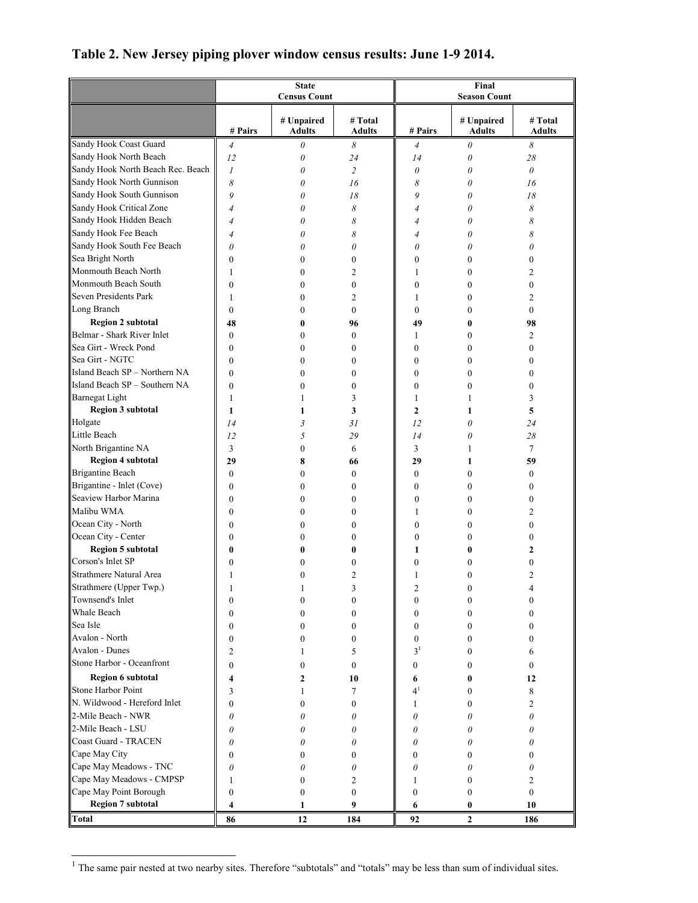**Table 2. New Jersey piping plover window census results: June 1-9 2014.**

| | State Census Count | | | Final Season Count | | |
|---|---|---|---|---|---|---|
| | # Pairs | # Unpaired Adults | # Total Adults | # Pairs | # Unpaired Adults | # Total Adults |
| Sandy Hook Coast Guard | *4* | *0* | *8* | *4* | *0* | *8* |
| Sandy Hook North Beach | *12* | *0* | *24* | *14* | *0* | *28* |
| Sandy Hook North Beach Rec. Beach | *1* | *0* | *2* | *0* | *0* | *0* |
| Sandy Hook North Gunnison | *8* | *0* | *16* | *8* | *0* | *16* |
| Sandy Hook South Gunnison | *9* | *0* | *18* | *9* | *0* | *18* |
| Sandy Hook Critical Zone | *4* | *0* | *8* | *4* | *0* | *8* |
| Sandy Hook Hidden Beach | *4* | *0* | *8* | *4* | *0* | *8* |
| Sandy Hook Fee Beach | *4* | *0* | *8* | *4* | *0* | *8* |
| Sandy Hook South Fee Beach | *0* | *0* | *0* | *0* | *0* | *0* |
| Sea Bright North | 0 | 0 | 0 | 0 | 0 | 0 |
| Monmouth Beach North | 1 | 0 | 2 | 1 | 0 | 2 |
| Monmouth Beach South | 0 | 0 | 0 | 0 | 0 | 0 |
| Seven Presidents Park | 1 | 0 | 2 | 1 | 0 | 2 |
| Long Branch | 0 | 0 | 0 | 0 | 0 | 0 |
| **Region 2 subtotal** | **48** | **0** | **96** | **49** | **0** | **98** |
| Belmar - Shark River Inlet | 0 | 0 | 0 | 1 | 0 | 2 |
| Sea Girt - Wreck Pond | 0 | 0 | 0 | 0 | 0 | 0 |
| Sea Girt - NGTC | 0 | 0 | 0 | 0 | 0 | 0 |
| Island Beach SP – Northern NA | 0 | 0 | 0 | 0 | 0 | 0 |
| Island Beach SP – Southern NA | 0 | 0 | 0 | 0 | 0 | 0 |
| Barnegat Light | 1 | 1 | 3 | 1 | 1 | 3 |
| **Region 3 subtotal** | **1** | **1** | **3** | **2** | **1** | **5** |
| Holgate | *14* | *3* | *31* | *12* | *0* | *24* |
| Little Beach | *12* | *5* | *29* | *14* | *0* | *28* |
| North Brigantine NA | 3 | 0 | 6 | 3 | 1 | 7 |
| **Region 4 subtotal** | **29** | **8** | **66** | **29** | **1** | **59** |
| Brigantine Beach | 0 | 0 | 0 | 0 | 0 | 0 |
| Brigantine - Inlet (Cove) | 0 | 0 | 0 | 0 | 0 | 0 |
| Seaview Harbor Marina | 0 | 0 | 0 | 0 | 0 | 0 |
| Malibu WMA | 0 | 0 | 0 | 1 | 0 | 2 |
| Ocean City - North | 0 | 0 | 0 | 0 | 0 | 0 |
| Ocean City - Center | 0 | 0 | 0 | 0 | 0 | 0 |
| **Region 5 subtotal** | **0** | **0** | **0** | **1** | **0** | **2** |
| Corson's Inlet SP | 0 | 0 | 0 | 0 | 0 | 0 |
| Strathmere Natural Area | 1 | 0 | 2 | 1 | 0 | 2 |
| Strathmere (Upper Twp.) | 1 | 1 | 3 | 2 | 0 | 4 |
| Townsend's Inlet | 0 | 0 | 0 | 0 | 0 | 0 |
| Whale Beach | 0 | 0 | 0 | 0 | 0 | 0 |
| Sea Isle | 0 | 0 | 0 | 0 | 0 | 0 |
| Avalon - North | 0 | 0 | 0 | 0 | 0 | 0 |
| Avalon - Dunes | 2 | 1 | 5 | 3[1] | 0 | 6 |
| Stone Harbor - Oceanfront | 0 | 0 | 0 | 0 | 0 | 0 |
| **Region 6 subtotal** | **4** | **2** | **10** | **6** | **0** | **12** |
| Stone Harbor Point | 3 | 1 | 7 | 4[1] | 0 | 8 |
| N. Wildwood - Hereford Inlet | 0 | 0 | 0 | 1 | 0 | 2 |
| 2-Mile Beach - NWR | *0* | *0* | *0* | *0* | *0* | *0* |
| 2-Mile Beach - LSU | *0* | *0* | *0* | *0* | *0* | *0* |
| Coast Guard - TRACEN | *0* | *0* | *0* | *0* | *0* | *0* |
| Cape May City | 0 | 0 | 0 | 0 | 0 | 0 |
| Cape May Meadows - TNC | *0* | *0* | *0* | *0* | *0* | *0* |
| Cape May Meadows - CMPSP | 1 | 0 | 2 | 1 | 0 | 2 |
| Cape May Point Borough | 0 | 0 | 0 | 0 | 0 | 0 |
| **Region 7 subtotal** | **4** | **1** | **9** | **6** | **0** | **10** |
| **Total** | **86** | **12** | **184** | **92** | **2** | **186** |

[1] The same pair nested at two nearby sites. Therefore "subtotals" and "totals" may be less than sum of individual sites.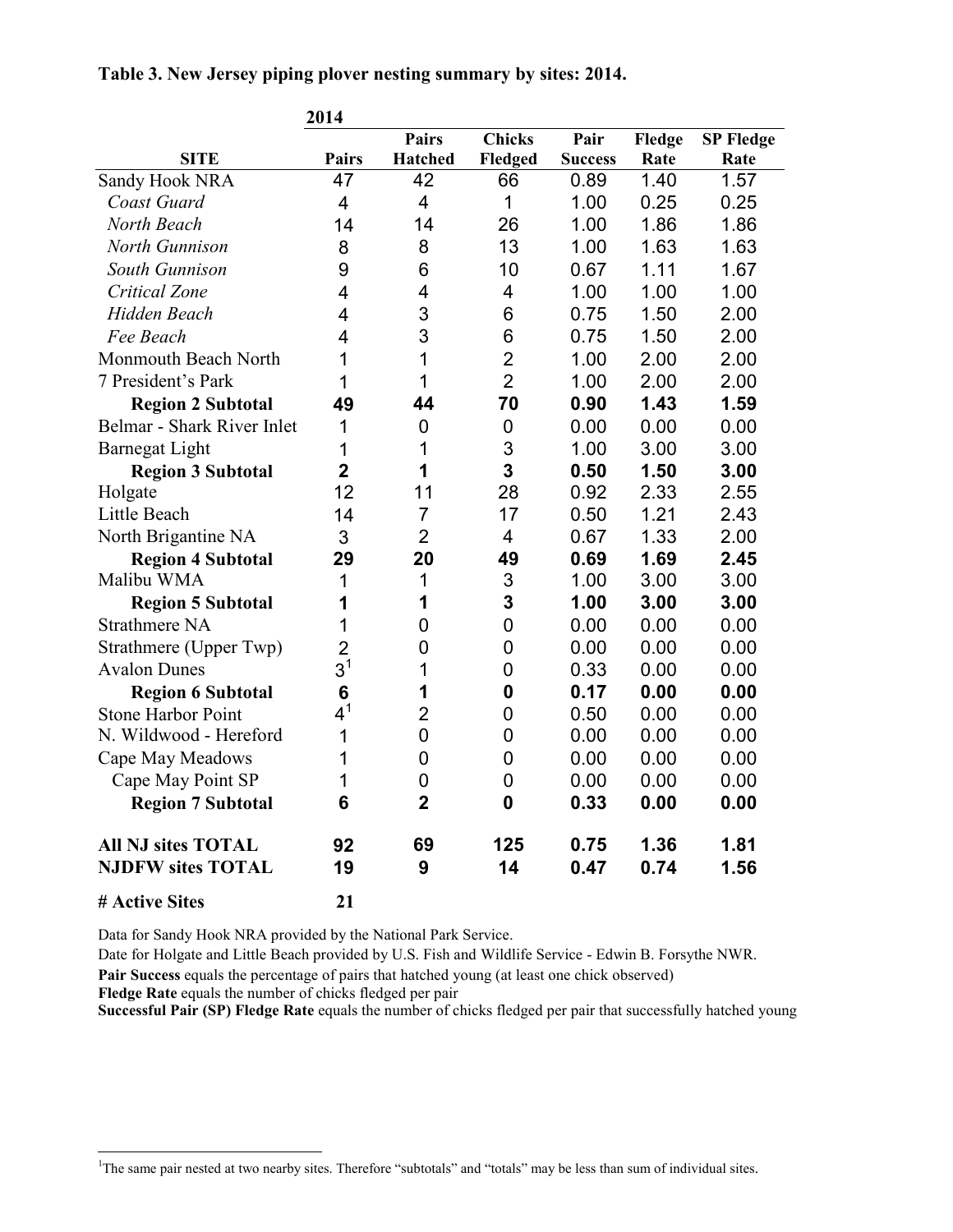**Table 3. New Jersey piping plover nesting summary by sites: 2014.**

| | 2014 | | | | | |
|---|---|---|---|---|---|---|
| **SITE** | **Pairs** | **Pairs Hatched** | **Chicks Fledged** | **Pair Success** | **Fledge Rate** | **SP Fledge Rate** |
| Sandy Hook NRA | 47 | 42 | 66 | 0.89 | 1.40 | 1.57 |
| *Coast Guard* | 4 | 4 | 1 | 1.00 | 0.25 | 0.25 |
| *North Beach* | 14 | 14 | 26 | 1.00 | 1.86 | 1.86 |
| *North Gunnison* | 8 | 8 | 13 | 1.00 | 1.63 | 1.63 |
| *South Gunnison* | 9 | 6 | 10 | 0.67 | 1.11 | 1.67 |
| *Critical Zone* | 4 | 4 | 4 | 1.00 | 1.00 | 1.00 |
| *Hidden Beach* | 4 | 3 | 6 | 0.75 | 1.50 | 2.00 |
| *Fee Beach* | 4 | 3 | 6 | 0.75 | 1.50 | 2.00 |
| Monmouth Beach North | 1 | 1 | 2 | 1.00 | 2.00 | 2.00 |
| 7 President's Park | 1 | 1 | 2 | 1.00 | 2.00 | 2.00 |
| **Region 2 Subtotal** | **49** | **44** | **70** | **0.90** | **1.43** | **1.59** |
| Belmar - Shark River Inlet | 1 | 0 | 0 | 0.00 | 0.00 | 0.00 |
| Barnegat Light | 1 | 1 | 3 | 1.00 | 3.00 | 3.00 |
| **Region 3 Subtotal** | **2** | **1** | **3** | **0.50** | **1.50** | **3.00** |
| Holgate | 12 | 11 | 28 | 0.92 | 2.33 | 2.55 |
| Little Beach | 14 | 7 | 17 | 0.50 | 1.21 | 2.43 |
| North Brigantine NA | 3 | 2 | 4 | 0.67 | 1.33 | 2.00 |
| **Region 4 Subtotal** | **29** | **20** | **49** | **0.69** | **1.69** | **2.45** |
| Malibu WMA | 1 | 1 | 3 | 1.00 | 3.00 | 3.00 |
| **Region 5 Subtotal** | **1** | **1** | **3** | **1.00** | **3.00** | **3.00** |
| Strathmere NA | 1 | 0 | 0 | 0.00 | 0.00 | 0.00 |
| Strathmere (Upper Twp) | 2 | 0 | 0 | 0.00 | 0.00 | 0.00 |
| Avalon Dunes | 3[1] | 1 | 0 | 0.33 | 0.00 | 0.00 |
| **Region 6 Subtotal** | **6** | **1** | **0** | **0.17** | **0.00** | **0.00** |
| Stone Harbor Point | 4[1] | 2 | 0 | 0.50 | 0.00 | 0.00 |
| N. Wildwood - Hereford | 1 | 0 | 0 | 0.00 | 0.00 | 0.00 |
| Cape May Meadows | 1 | 0 | 0 | 0.00 | 0.00 | 0.00 |
| Cape May Point SP | 1 | 0 | 0 | 0.00 | 0.00 | 0.00 |
| **Region 7 Subtotal** | **6** | **2** | **0** | **0.33** | **0.00** | **0.00** |
| **All NJ sites TOTAL** | **92** | **69** | **125** | **0.75** | **1.36** | **1.81** |
| **NJDFW sites TOTAL** | **19** | **9** | **14** | **0.47** | **0.74** | **1.56** |
| **# Active Sites** | **21** | | | | | |

Data for Sandy Hook NRA provided by the National Park Service.

Date for Holgate and Little Beach provided by U.S. Fish and Wildlife Service - Edwin B. Forsythe NWR.

**Pair Success** equals the percentage of pairs that hatched young (at least one chick observed)

**Fledge Rate** equals the number of chicks fledged per pair

**Successful Pair (SP) Fledge Rate** equals the number of chicks fledged per pair that successfully hatched young

[1]The same pair nested at two nearby sites. Therefore "subtotals" and "totals" may be less than sum of individual sites.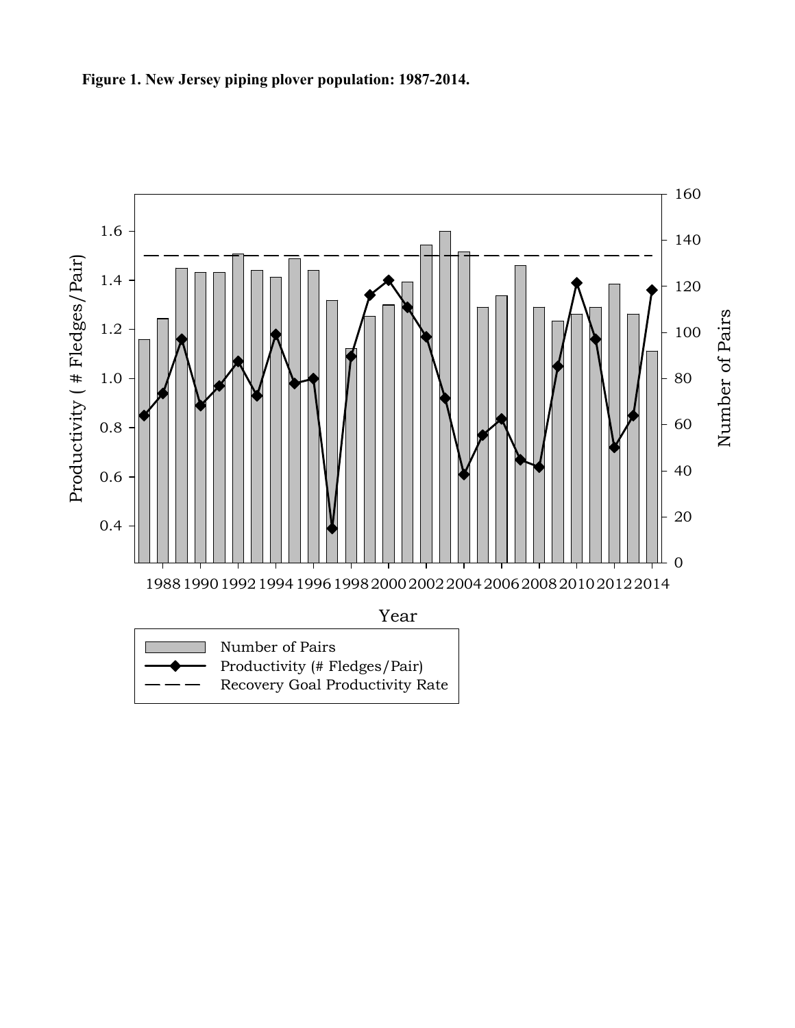**Figure 1. New Jersey piping plover population: 1987-2014.**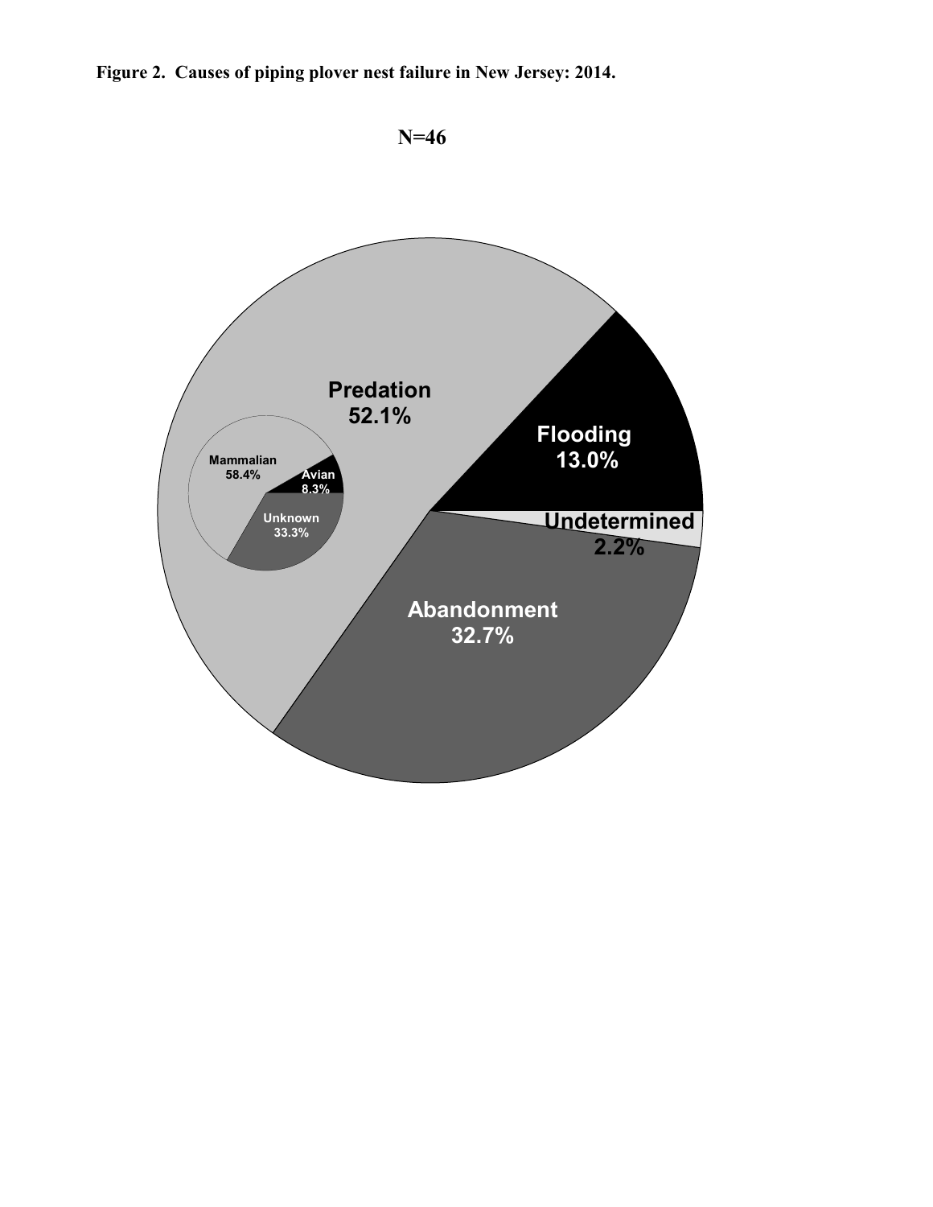**Figure 2. Causes of piping plover nest failure in New Jersey: 2014.**

N=46

Predation
52.1%

Mammalian
58.4%

Avian
8.3%

Unknown
33.3%

Flooding
13.0%

Undetermined
2.2%

Abandonment
32.7%